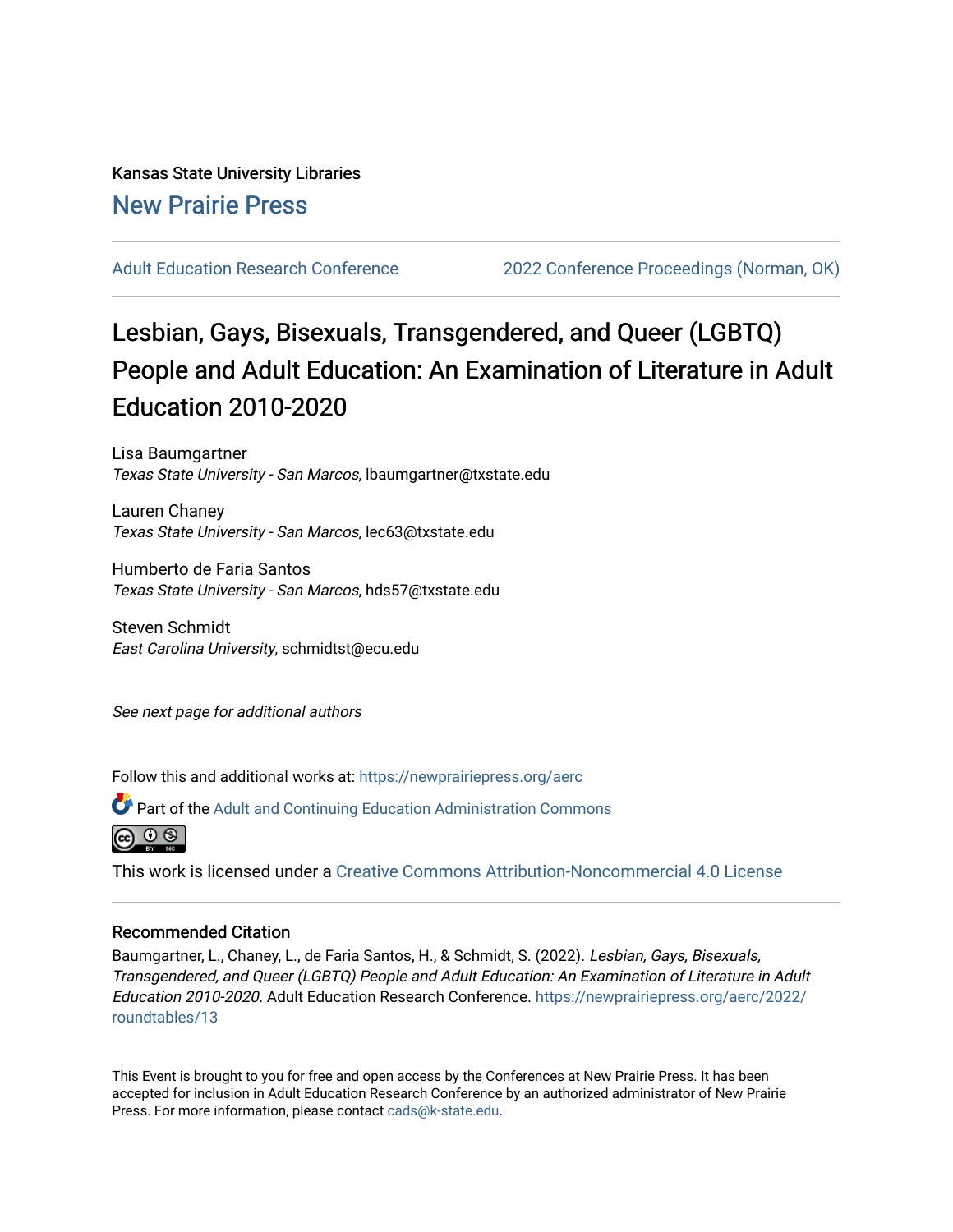Kansas State University Libraries

New Prairie Press

Adult Education Research Conference | 2022 Conference Proceedings (Norman, OK)

# Lesbian, Gays, Bisexuals, Transgendered, and Queer (LGBTQ) People and Adult Education: An Examination of Literature in Adult Education 2010-2020

Lisa Baumgartner
*Texas State University - San Marcos*, lbaumgartner@txstate.edu

Lauren Chaney
*Texas State University - San Marcos*, lec63@txstate.edu

Humberto de Faria Santos
*Texas State University - San Marcos*, hds57@txstate.edu

Steven Schmidt
*East Carolina University*, schmidtst@ecu.edu

*See next page for additional authors*

Follow this and additional works at: https://newprairiepress.org/aerc

Part of the Adult and Continuing Education Administration Commons

This work is licensed under a Creative Commons Attribution-Noncommercial 4.0 License

## Recommended Citation

Baumgartner, L., Chaney, L., de Faria Santos, H., & Schmidt, S. (2022). *Lesbian, Gays, Bisexuals, Transgendered, and Queer (LGBTQ) People and Adult Education: An Examination of Literature in Adult Education 2010-2020*. Adult Education Research Conference. https://newprairiepress.org/aerc/2022/roundtables/13

This Event is brought to you for free and open access by the Conferences at New Prairie Press. It has been accepted for inclusion in Adult Education Research Conference by an authorized administrator of New Prairie Press. For more information, please contact cads@k-state.edu.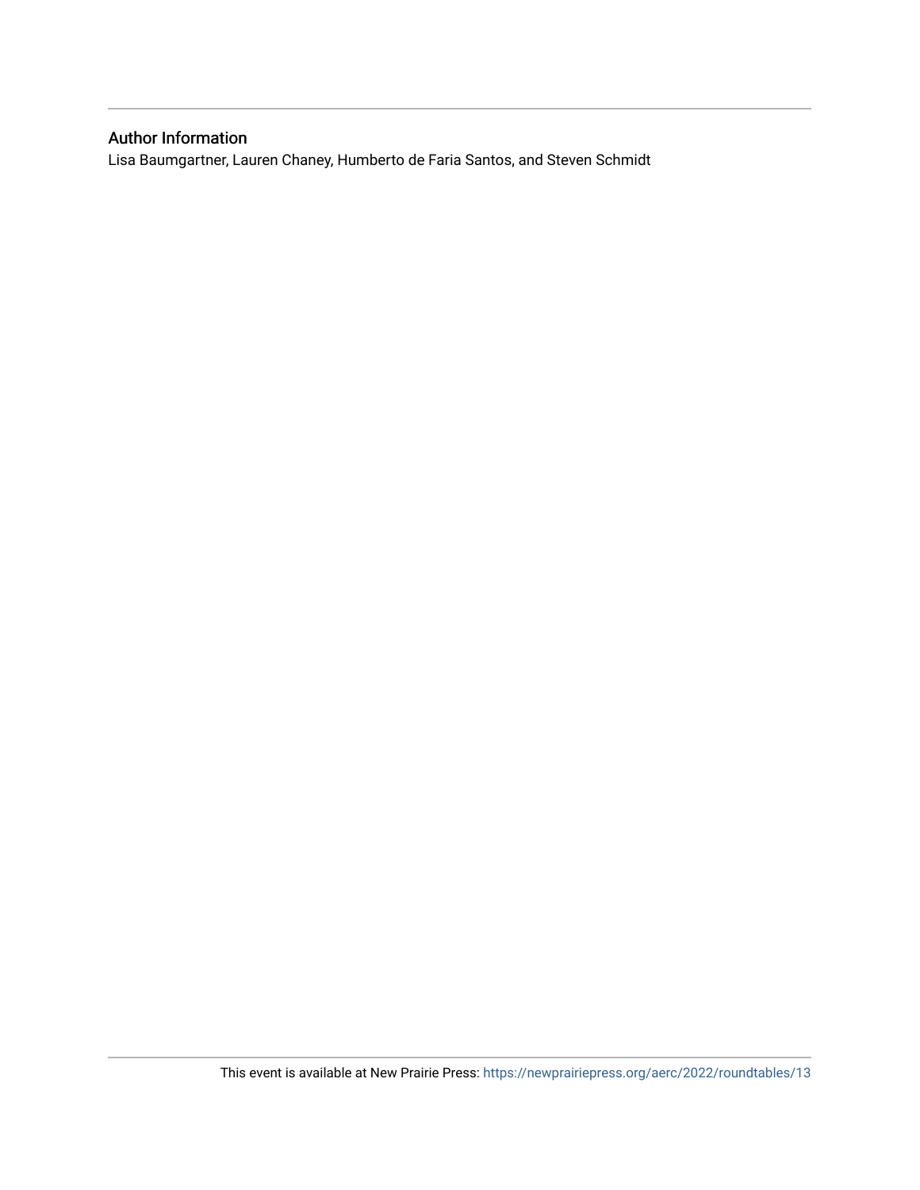## Author Information

Lisa Baumgartner, Lauren Chaney, Humberto de Faria Santos, and Steven Schmidt

This event is available at New Prairie Press: https://newprairiepress.org/aerc/2022/roundtables/13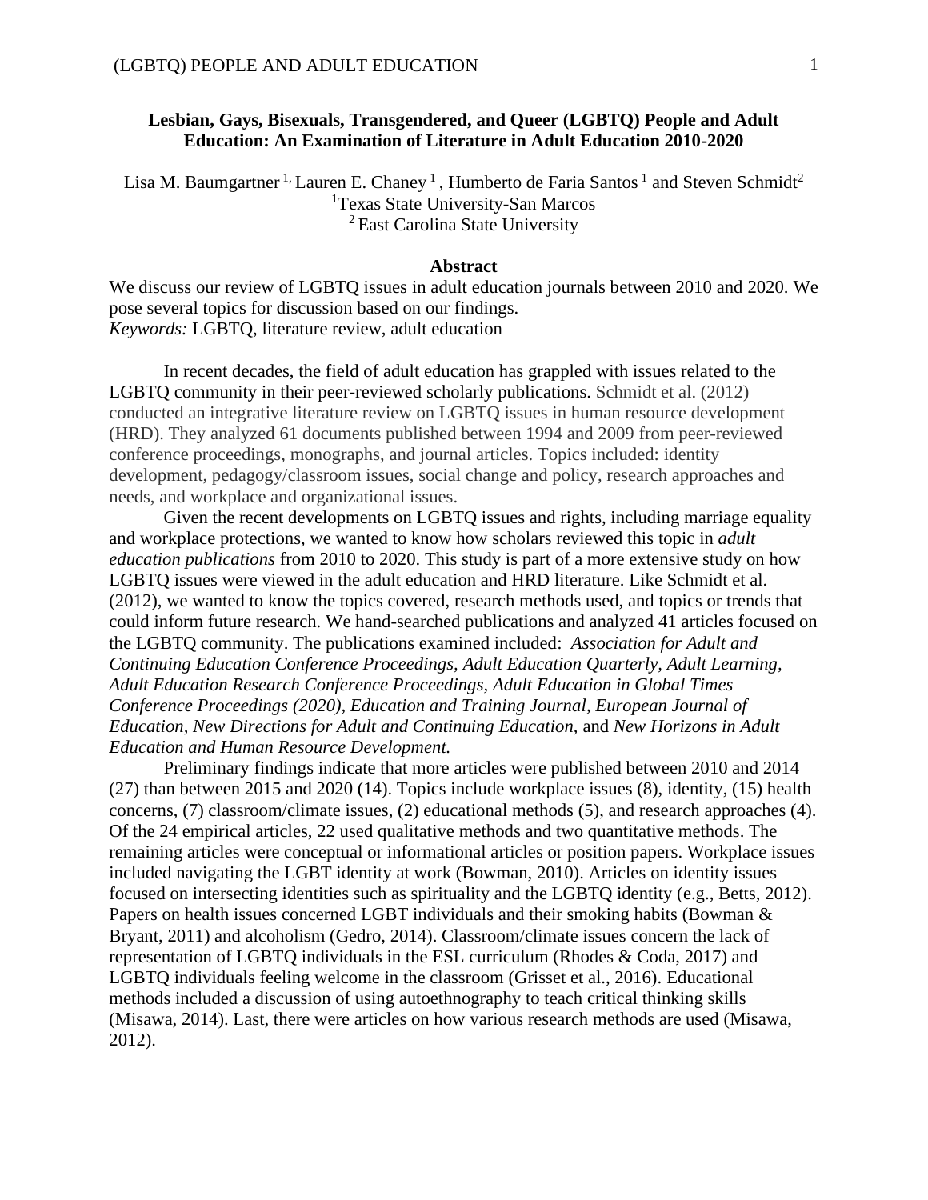**Lesbian, Gays, Bisexuals, Transgendered, and Queer (LGBTQ) People and Adult Education: An Examination of Literature in Adult Education 2010-2020**

Lisa M. Baumgartner [1,] Lauren E. Chaney [1] , Humberto de Faria Santos [1] and Steven Schmidt[2]
[1]Texas State University-San Marcos
[2] East Carolina State University

**Abstract**

We discuss our review of LGBTQ issues in adult education journals between 2010 and 2020. We pose several topics for discussion based on our findings.
*Keywords:* LGBTQ, literature review, adult education

In recent decades, the field of adult education has grappled with issues related to the LGBTQ community in their peer-reviewed scholarly publications. Schmidt et al. (2012) conducted an integrative literature review on LGBTQ issues in human resource development (HRD). They analyzed 61 documents published between 1994 and 2009 from peer-reviewed conference proceedings, monographs, and journal articles. Topics included: identity development, pedagogy/classroom issues, social change and policy, research approaches and needs, and workplace and organizational issues.

Given the recent developments on LGBTQ issues and rights, including marriage equality and workplace protections, we wanted to know how scholars reviewed this topic in *adult education publications* from 2010 to 2020. This study is part of a more extensive study on how LGBTQ issues were viewed in the adult education and HRD literature. Like Schmidt et al. (2012), we wanted to know the topics covered, research methods used, and topics or trends that could inform future research. We hand-searched publications and analyzed 41 articles focused on the LGBTQ community. The publications examined included: *Association for Adult and Continuing Education Conference Proceedings, Adult Education Quarterly, Adult Learning, Adult Education Research Conference Proceedings, Adult Education in Global Times Conference Proceedings (2020), Education and Training Journal, European Journal of Education, New Directions for Adult and Continuing Education,* and *New Horizons in Adult Education and Human Resource Development.*

Preliminary findings indicate that more articles were published between 2010 and 2014 (27) than between 2015 and 2020 (14). Topics include workplace issues (8), identity, (15) health concerns, (7) classroom/climate issues, (2) educational methods (5), and research approaches (4). Of the 24 empirical articles, 22 used qualitative methods and two quantitative methods. The remaining articles were conceptual or informational articles or position papers. Workplace issues included navigating the LGBT identity at work (Bowman, 2010). Articles on identity issues focused on intersecting identities such as spirituality and the LGBTQ identity (e.g., Betts, 2012). Papers on health issues concerned LGBT individuals and their smoking habits (Bowman & Bryant, 2011) and alcoholism (Gedro, 2014). Classroom/climate issues concern the lack of representation of LGBTQ individuals in the ESL curriculum (Rhodes & Coda, 2017) and LGBTQ individuals feeling welcome in the classroom (Grisset et al., 2016). Educational methods included a discussion of using autoethnography to teach critical thinking skills (Misawa, 2014). Last, there were articles on how various research methods are used (Misawa, 2012).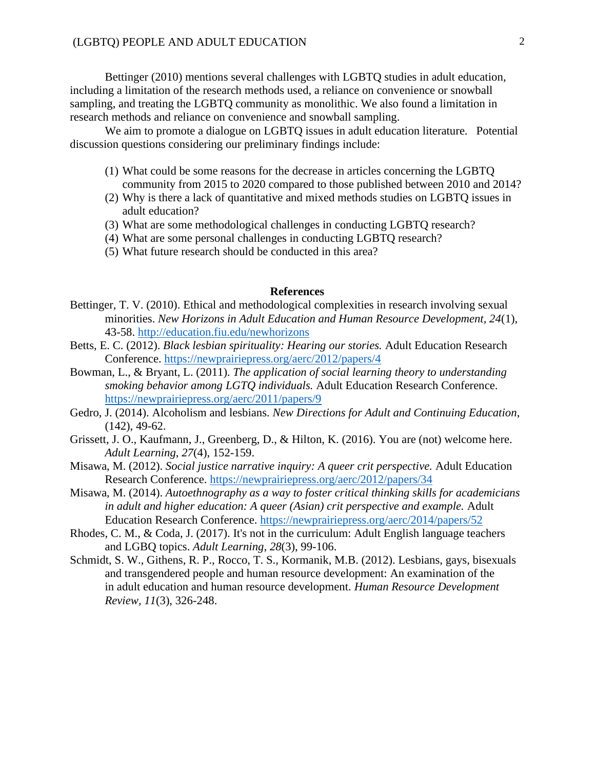Bettinger (2010) mentions several challenges with LGBTQ studies in adult education, including a limitation of the research methods used, a reliance on convenience or snowball sampling, and treating the LGBTQ community as monolithic. We also found a limitation in research methods and reliance on convenience and snowball sampling.

We aim to promote a dialogue on LGBTQ issues in adult education literature. Potential discussion questions considering our preliminary findings include:

(1) What could be some reasons for the decrease in articles concerning the LGBTQ community from 2015 to 2020 compared to those published between 2010 and 2014?
(2) Why is there a lack of quantitative and mixed methods studies on LGBTQ issues in adult education?
(3) What are some methodological challenges in conducting LGBTQ research?
(4) What are some personal challenges in conducting LGBTQ research?
(5) What future research should be conducted in this area?

## References

Bettinger, T. V. (2010). Ethical and methodological complexities in research involving sexual minorities. *New Horizons in Adult Education and Human Resource Development*, *24*(1), 43-58. http://education.fiu.edu/newhorizons

Betts, E. C. (2012). *Black lesbian spirituality: Hearing our stories.* Adult Education Research Conference. https://newprairiepress.org/aerc/2012/papers/4

Bowman, L., & Bryant, L. (2011). *The application of social learning theory to understanding smoking behavior among LGTQ individuals.* Adult Education Research Conference. https://newprairiepress.org/aerc/2011/papers/9

Gedro, J. (2014). Alcoholism and lesbians. *New Directions for Adult and Continuing Education*, (142), 49-62.

Grissett, J. O., Kaufmann, J., Greenberg, D., & Hilton, K. (2016). You are (not) welcome here. *Adult Learning*, *27*(4), 152-159.

Misawa, M. (2012). *Social justice narrative inquiry: A queer crit perspective.* Adult Education Research Conference. https://newprairiepress.org/aerc/2012/papers/34

Misawa, M. (2014). *Autoethnography as a way to foster critical thinking skills for academicians in adult and higher education: A queer (Asian) crit perspective and example.* Adult Education Research Conference. https://newprairiepress.org/aerc/2014/papers/52

Rhodes, C. M., & Coda, J. (2017). It's not in the curriculum: Adult English language teachers and LGBQ topics. *Adult Learning*, *28*(3), 99-106.

Schmidt, S. W., Githens, R. P., Rocco, T. S., Kormanik, M.B. (2012). Lesbians, gays, bisexuals and transgendered people and human resource development: An examination of the in adult education and human resource development. *Human Resource Development Review*, *11*(3), 326-248.